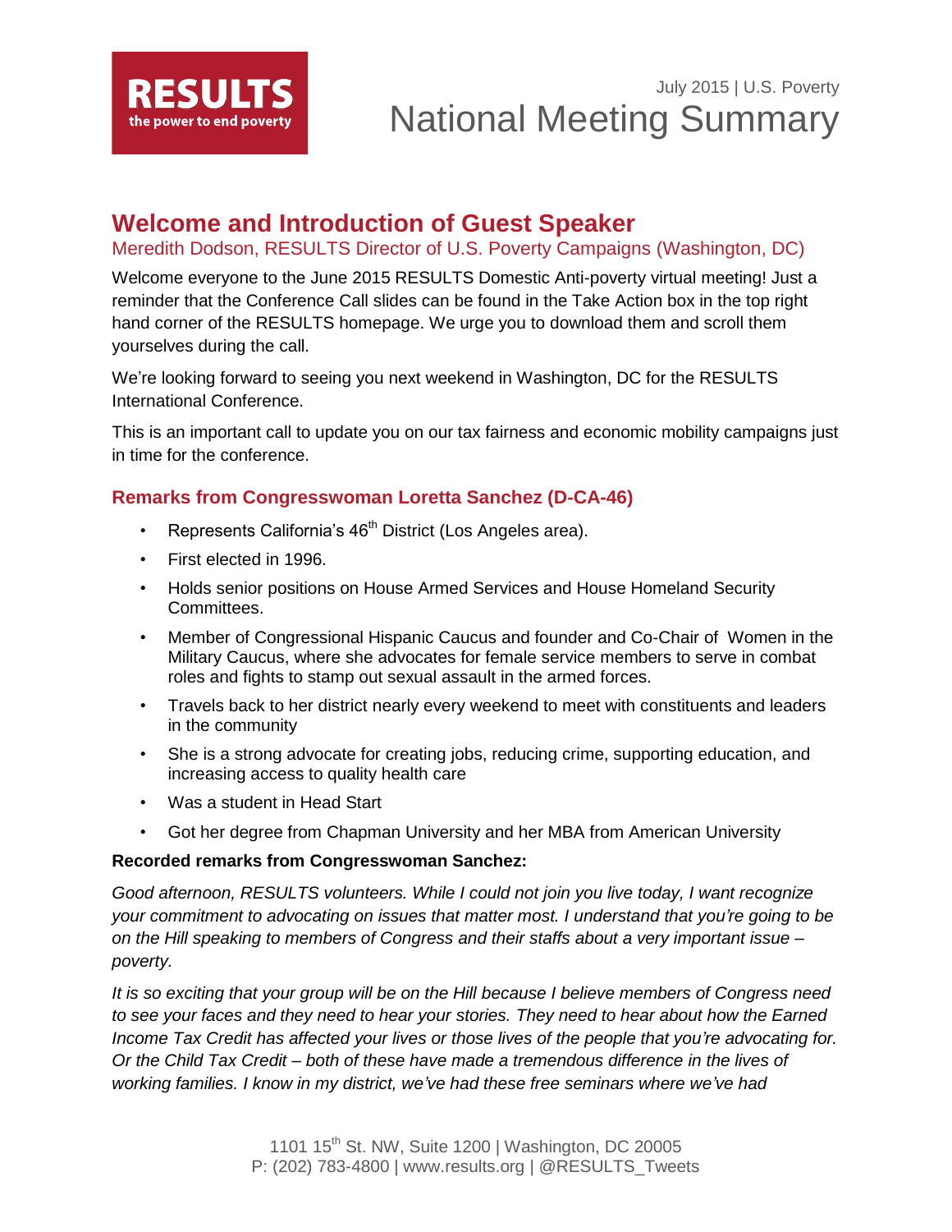RESULTS
the power to end poverty

July 2015 | U.S. Poverty

# National Meeting Summary

## Welcome and Introduction of Guest Speaker

Meredith Dodson, RESULTS Director of U.S. Poverty Campaigns (Washington, DC)

Welcome everyone to the June 2015 RESULTS Domestic Anti-poverty virtual meeting! Just a reminder that the Conference Call slides can be found in the Take Action box in the top right hand corner of the RESULTS homepage. We urge you to download them and scroll them yourselves during the call.

We're looking forward to seeing you next weekend in Washington, DC for the RESULTS International Conference.

This is an important call to update you on our tax fairness and economic mobility campaigns just in time for the conference.

### Remarks from Congresswoman Loretta Sanchez (D-CA-46)

- Represents California's 46th District (Los Angeles area).
- First elected in 1996.
- Holds senior positions on House Armed Services and House Homeland Security Committees.
- Member of Congressional Hispanic Caucus and founder and Co-Chair of Women in the Military Caucus, where she advocates for female service members to serve in combat roles and fights to stamp out sexual assault in the armed forces.
- Travels back to her district nearly every weekend to meet with constituents and leaders in the community
- She is a strong advocate for creating jobs, reducing crime, supporting education, and increasing access to quality health care
- Was a student in Head Start
- Got her degree from Chapman University and her MBA from American University

**Recorded remarks from Congresswoman Sanchez:**

*Good afternoon, RESULTS volunteers. While I could not join you live today, I want recognize your commitment to advocating on issues that matter most. I understand that you're going to be on the Hill speaking to members of Congress and their staffs about a very important issue – poverty.*

*It is so exciting that your group will be on the Hill because I believe members of Congress need to see your faces and they need to hear your stories. They need to hear about how the Earned Income Tax Credit has affected your lives or those lives of the people that you're advocating for. Or the Child Tax Credit – both of these have made a tremendous difference in the lives of working families. I know in my district, we've had these free seminars where we've had*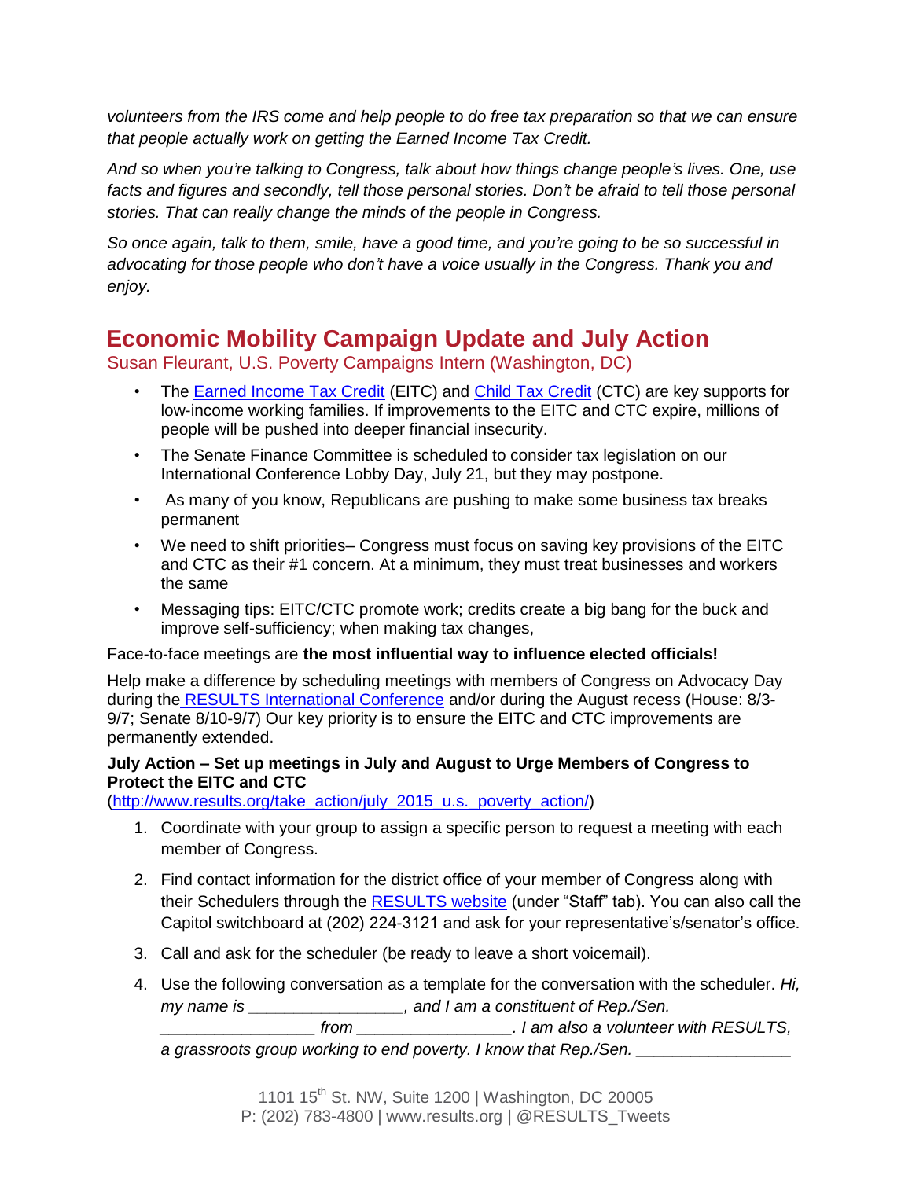*volunteers from the IRS come and help people to do free tax preparation so that we can ensure that people actually work on getting the Earned Income Tax Credit.*

*And so when you're talking to Congress, talk about how things change people's lives. One, use facts and figures and secondly, tell those personal stories. Don't be afraid to tell those personal stories. That can really change the minds of the people in Congress.*

*So once again, talk to them, smile, have a good time, and you're going to be so successful in advocating for those people who don't have a voice usually in the Congress. Thank you and enjoy.*

## Economic Mobility Campaign Update and July Action

Susan Fleurant, U.S. Poverty Campaigns Intern (Washington, DC)

- The Earned Income Tax Credit (EITC) and Child Tax Credit (CTC) are key supports for low-income working families. If improvements to the EITC and CTC expire, millions of people will be pushed into deeper financial insecurity.
- The Senate Finance Committee is scheduled to consider tax legislation on our International Conference Lobby Day, July 21, but they may postpone.
- As many of you know, Republicans are pushing to make some business tax breaks permanent
- We need to shift priorities– Congress must focus on saving key provisions of the EITC and CTC as their #1 concern. At a minimum, they must treat businesses and workers the same
- Messaging tips: EITC/CTC promote work; credits create a big bang for the buck and improve self-sufficiency; when making tax changes,

Face-to-face meetings are **the most influential way to influence elected officials!**

Help make a difference by scheduling meetings with members of Congress on Advocacy Day during the RESULTS International Conference and/or during the August recess (House: 8/3-9/7; Senate 8/10-9/7) Our key priority is to ensure the EITC and CTC improvements are permanently extended.

**July Action – Set up meetings in July and August to Urge Members of Congress to Protect the EITC and CTC**
(http://www.results.org/take_action/july_2015_u.s._poverty_action/)

1. Coordinate with your group to assign a specific person to request a meeting with each member of Congress.
2. Find contact information for the district office of your member of Congress along with their Schedulers through the RESULTS website (under "Staff" tab). You can also call the Capitol switchboard at (202) 224-3121 and ask for your representative's/senator's office.
3. Call and ask for the scheduler (be ready to leave a short voicemail).
4. Use the following conversation as a template for the conversation with the scheduler. *Hi, my name is _________________, and I am a constituent of Rep./Sen. _________________ from _________________. I am also a volunteer with RESULTS, a grassroots group working to end poverty. I know that Rep./Sen. _________________*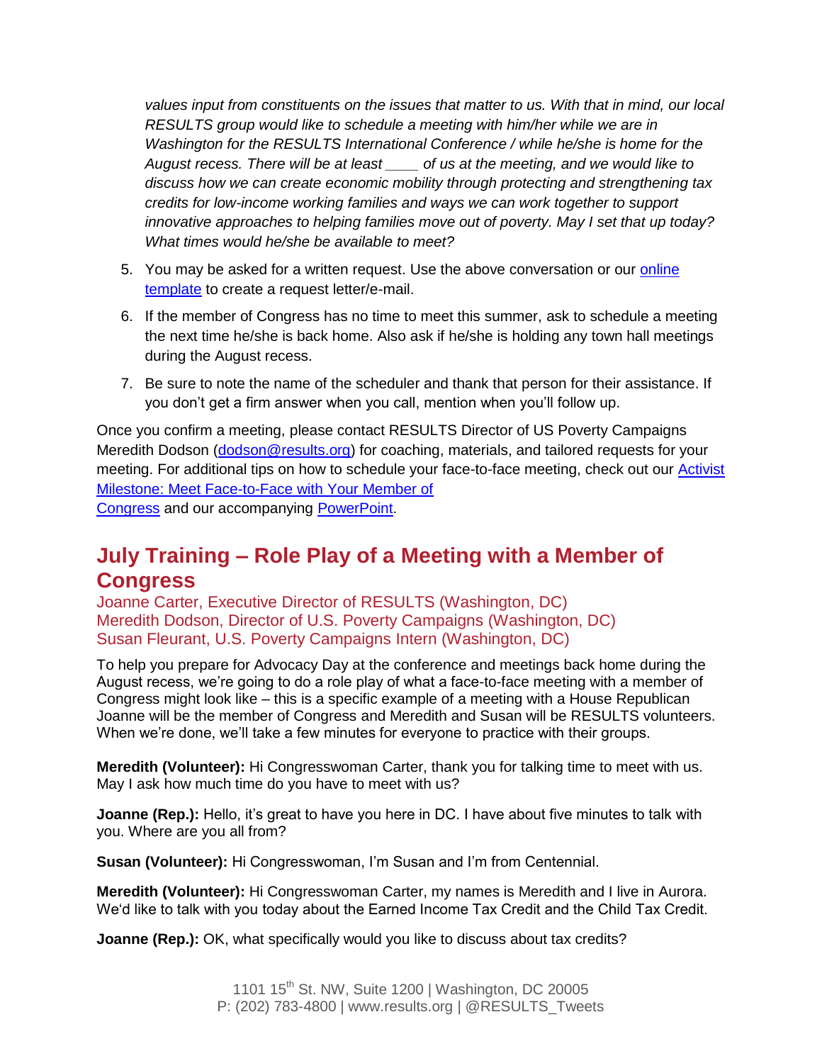*values input from constituents on the issues that matter to us. With that in mind, our local RESULTS group would like to schedule a meeting with him/her while we are in Washington for the RESULTS International Conference / while he/she is home for the August recess. There will be at least ____ of us at the meeting, and we would like to discuss how we can create economic mobility through protecting and strengthening tax credits for low-income working families and ways we can work together to support innovative approaches to helping families move out of poverty. May I set that up today? What times would he/she be available to meet?*

5. You may be asked for a written request. Use the above conversation or our online template to create a request letter/e-mail.
6. If the member of Congress has no time to meet this summer, ask to schedule a meeting the next time he/she is back home. Also ask if he/she is holding any town hall meetings during the August recess.
7. Be sure to note the name of the scheduler and thank that person for their assistance. If you don't get a firm answer when you call, mention when you'll follow up.

Once you confirm a meeting, please contact RESULTS Director of US Poverty Campaigns Meredith Dodson (dodson@results.org) for coaching, materials, and tailored requests for your meeting. For additional tips on how to schedule your face-to-face meeting, check out our Activist Milestone: Meet Face-to-Face with Your Member of Congress and our accompanying PowerPoint.

## July Training – Role Play of a Meeting with a Member of Congress

Joanne Carter, Executive Director of RESULTS (Washington, DC)
Meredith Dodson, Director of U.S. Poverty Campaigns (Washington, DC)
Susan Fleurant, U.S. Poverty Campaigns Intern (Washington, DC)

To help you prepare for Advocacy Day at the conference and meetings back home during the August recess, we're going to do a role play of what a face-to-face meeting with a member of Congress might look like – this is a specific example of a meeting with a House Republican Joanne will be the member of Congress and Meredith and Susan will be RESULTS volunteers. When we're done, we'll take a few minutes for everyone to practice with their groups.

**Meredith (Volunteer):** Hi Congresswoman Carter, thank you for talking time to meet with us. May I ask how much time do you have to meet with us?

**Joanne (Rep.):** Hello, it's great to have you here in DC. I have about five minutes to talk with you. Where are you all from?

**Susan (Volunteer):** Hi Congresswoman, I'm Susan and I'm from Centennial.

**Meredith (Volunteer):** Hi Congresswoman Carter, my names is Meredith and I live in Aurora. We'd like to talk with you today about the Earned Income Tax Credit and the Child Tax Credit.

**Joanne (Rep.):** OK, what specifically would you like to discuss about tax credits?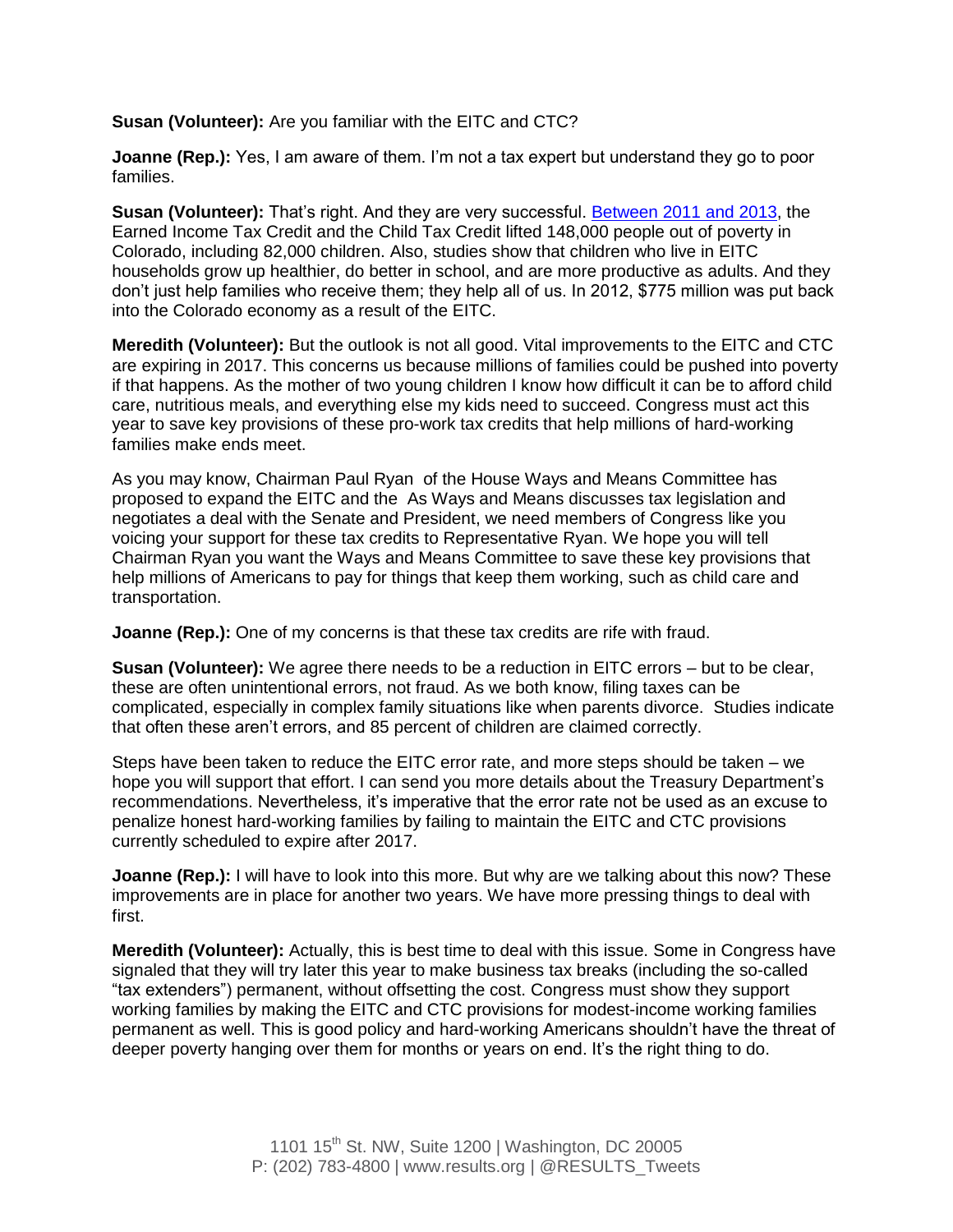**Susan (Volunteer):** Are you familiar with the EITC and CTC?

**Joanne (Rep.):** Yes, I am aware of them. I'm not a tax expert but understand they go to poor families.

**Susan (Volunteer):** That's right. And they are very successful. [Between 2011 and 2013](), the Earned Income Tax Credit and the Child Tax Credit lifted 148,000 people out of poverty in Colorado, including 82,000 children. Also, studies show that children who live in EITC households grow up healthier, do better in school, and are more productive as adults. And they don't just help families who receive them; they help all of us. In 2012, $775 million was put back into the Colorado economy as a result of the EITC.

**Meredith (Volunteer):** But the outlook is not all good. Vital improvements to the EITC and CTC are expiring in 2017. This concerns us because millions of families could be pushed into poverty if that happens. As the mother of two young children I know how difficult it can be to afford child care, nutritious meals, and everything else my kids need to succeed. Congress must act this year to save key provisions of these pro-work tax credits that help millions of hard-working families make ends meet.

As you may know, Chairman Paul Ryan of the House Ways and Means Committee has proposed to expand the EITC and the As Ways and Means discusses tax legislation and negotiates a deal with the Senate and President, we need members of Congress like you voicing your support for these tax credits to Representative Ryan. We hope you will tell Chairman Ryan you want the Ways and Means Committee to save these key provisions that help millions of Americans to pay for things that keep them working, such as child care and transportation.

**Joanne (Rep.):** One of my concerns is that these tax credits are rife with fraud.

**Susan (Volunteer):** We agree there needs to be a reduction in EITC errors – but to be clear, these are often unintentional errors, not fraud. As we both know, filing taxes can be complicated, especially in complex family situations like when parents divorce. Studies indicate that often these aren't errors, and 85 percent of children are claimed correctly.

Steps have been taken to reduce the EITC error rate, and more steps should be taken – we hope you will support that effort. I can send you more details about the Treasury Department's recommendations. Nevertheless, it's imperative that the error rate not be used as an excuse to penalize honest hard-working families by failing to maintain the EITC and CTC provisions currently scheduled to expire after 2017.

**Joanne (Rep.):** I will have to look into this more. But why are we talking about this now? These improvements are in place for another two years. We have more pressing things to deal with first.

**Meredith (Volunteer):** Actually, this is best time to deal with this issue. Some in Congress have signaled that they will try later this year to make business tax breaks (including the so-called "tax extenders") permanent, without offsetting the cost. Congress must show they support working families by making the EITC and CTC provisions for modest-income working families permanent as well. This is good policy and hard-working Americans shouldn't have the threat of deeper poverty hanging over them for months or years on end. It's the right thing to do.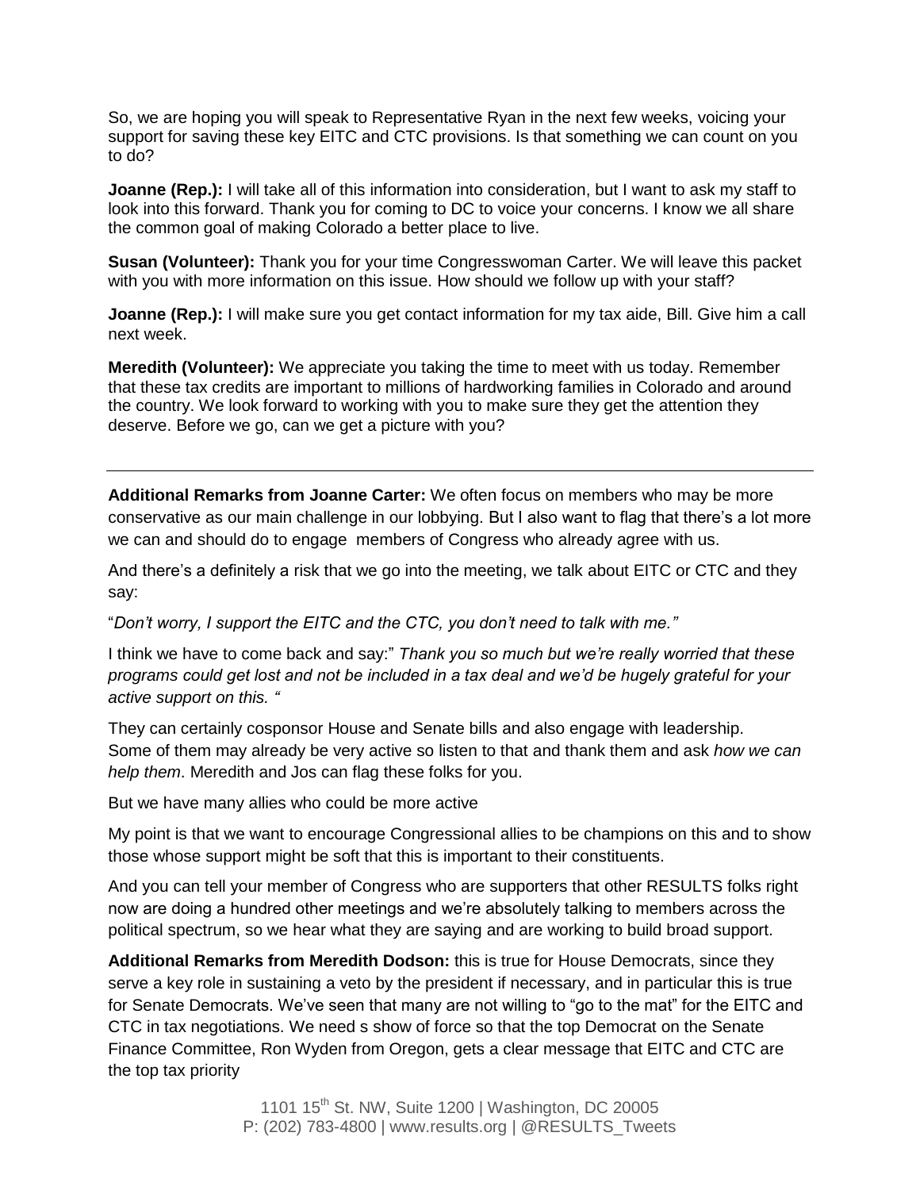So, we are hoping you will speak to Representative Ryan in the next few weeks, voicing your support for saving these key EITC and CTC provisions. Is that something we can count on you to do?

**Joanne (Rep.):** I will take all of this information into consideration, but I want to ask my staff to look into this forward. Thank you for coming to DC to voice your concerns. I know we all share the common goal of making Colorado a better place to live.

**Susan (Volunteer):** Thank you for your time Congresswoman Carter. We will leave this packet with you with more information on this issue. How should we follow up with your staff?

**Joanne (Rep.):** I will make sure you get contact information for my tax aide, Bill. Give him a call next week.

**Meredith (Volunteer):** We appreciate you taking the time to meet with us today. Remember that these tax credits are important to millions of hardworking families in Colorado and around the country. We look forward to working with you to make sure they get the attention they deserve. Before we go, can we get a picture with you?

---

**Additional Remarks from Joanne Carter:** We often focus on members who may be more conservative as our main challenge in our lobbying. But I also want to flag that there's a lot more we can and should do to engage members of Congress who already agree with us.

And there's a definitely a risk that we go into the meeting, we talk about EITC or CTC and they say:

"*Don't worry, I support the EITC and the CTC, you don't need to talk with me."*

I think we have to come back and say:" *Thank you so much but we're really worried that these programs could get lost and not be included in a tax deal and we'd be hugely grateful for your active support on this. "*

They can certainly cosponsor House and Senate bills and also engage with leadership. Some of them may already be very active so listen to that and thank them and ask *how we can help them*. Meredith and Jos can flag these folks for you.

But we have many allies who could be more active

My point is that we want to encourage Congressional allies to be champions on this and to show those whose support might be soft that this is important to their constituents.

And you can tell your member of Congress who are supporters that other RESULTS folks right now are doing a hundred other meetings and we're absolutely talking to members across the political spectrum, so we hear what they are saying and are working to build broad support.

**Additional Remarks from Meredith Dodson:** this is true for House Democrats, since they serve a key role in sustaining a veto by the president if necessary, and in particular this is true for Senate Democrats. We've seen that many are not willing to "go to the mat" for the EITC and CTC in tax negotiations. We need s show of force so that the top Democrat on the Senate Finance Committee, Ron Wyden from Oregon, gets a clear message that EITC and CTC are the top tax priority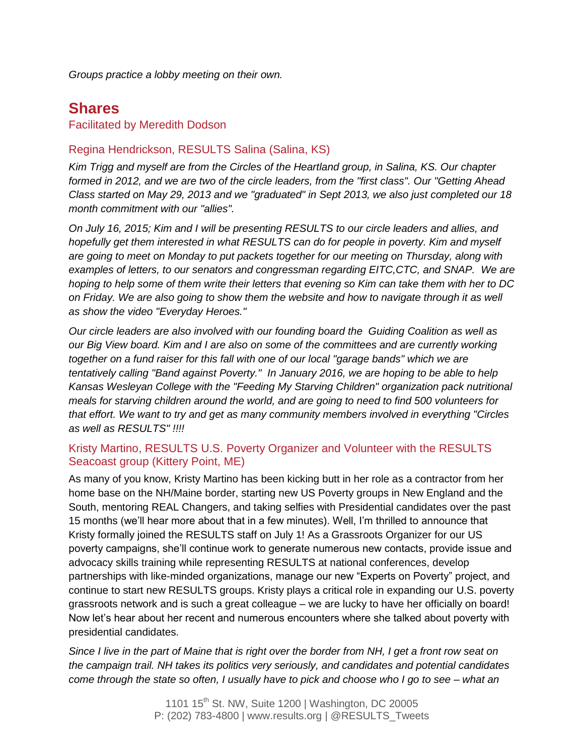*Groups practice a lobby meeting on their own.*

## Shares

Facilitated by Meredith Dodson

### Regina Hendrickson, RESULTS Salina (Salina, KS)

*Kim Trigg and myself are from the Circles of the Heartland group, in Salina, KS. Our chapter formed in 2012, and we are two of the circle leaders, from the "first class". Our "Getting Ahead Class started on May 29, 2013 and we "graduated" in Sept 2013, we also just completed our 18 month commitment with our "allies".*

*On July 16, 2015; Kim and I will be presenting RESULTS to our circle leaders and allies, and hopefully get them interested in what RESULTS can do for people in poverty. Kim and myself are going to meet on Monday to put packets together for our meeting on Thursday, along with examples of letters, to our senators and congressman regarding EITC,CTC, and SNAP. We are hoping to help some of them write their letters that evening so Kim can take them with her to DC on Friday. We are also going to show them the website and how to navigate through it as well as show the video "Everyday Heroes."*

*Our circle leaders are also involved with our founding board the Guiding Coalition as well as our Big View board. Kim and I are also on some of the committees and are currently working together on a fund raiser for this fall with one of our local "garage bands" which we are tentatively calling "Band against Poverty." In January 2016, we are hoping to be able to help Kansas Wesleyan College with the "Feeding My Starving Children" organization pack nutritional meals for starving children around the world, and are going to need to find 500 volunteers for that effort. We want to try and get as many community members involved in everything "Circles as well as RESULTS" !!!!*

### Kristy Martino, RESULTS U.S. Poverty Organizer and Volunteer with the RESULTS Seacoast group (Kittery Point, ME)

As many of you know, Kristy Martino has been kicking butt in her role as a contractor from her home base on the NH/Maine border, starting new US Poverty groups in New England and the South, mentoring REAL Changers, and taking selfies with Presidential candidates over the past 15 months (we'll hear more about that in a few minutes). Well, I'm thrilled to announce that Kristy formally joined the RESULTS staff on July 1! As a Grassroots Organizer for our US poverty campaigns, she'll continue work to generate numerous new contacts, provide issue and advocacy skills training while representing RESULTS at national conferences, develop partnerships with like-minded organizations, manage our new "Experts on Poverty" project, and continue to start new RESULTS groups. Kristy plays a critical role in expanding our U.S. poverty grassroots network and is such a great colleague – we are lucky to have her officially on board! Now let's hear about her recent and numerous encounters where she talked about poverty with presidential candidates.

*Since I live in the part of Maine that is right over the border from NH, I get a front row seat on the campaign trail. NH takes its politics very seriously, and candidates and potential candidates come through the state so often, I usually have to pick and choose who I go to see – what an*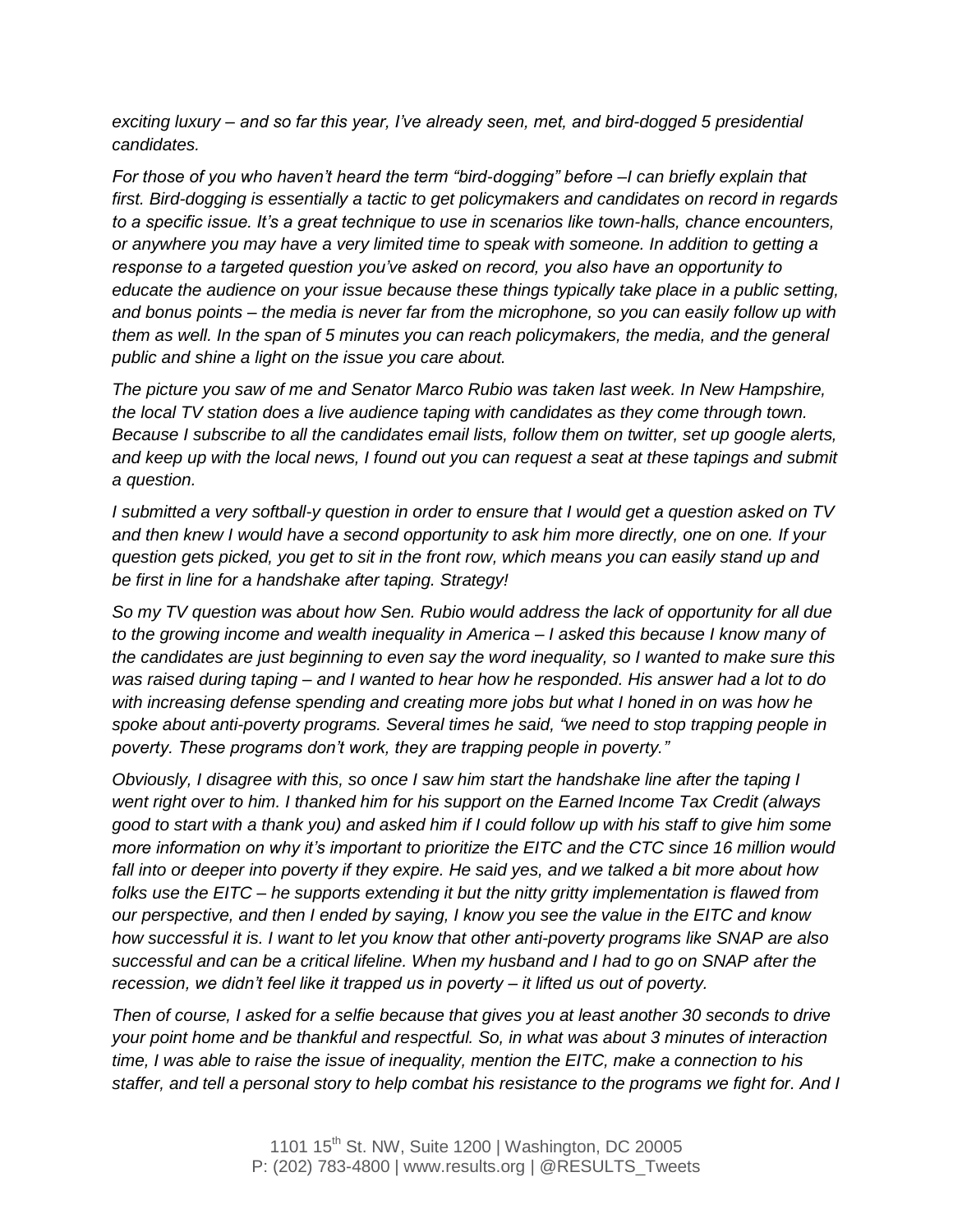*exciting luxury – and so far this year, I've already seen, met, and bird-dogged 5 presidential candidates.*

*For those of you who haven't heard the term "bird-dogging" before –I can briefly explain that first. Bird-dogging is essentially a tactic to get policymakers and candidates on record in regards to a specific issue. It's a great technique to use in scenarios like town-halls, chance encounters, or anywhere you may have a very limited time to speak with someone. In addition to getting a response to a targeted question you've asked on record, you also have an opportunity to educate the audience on your issue because these things typically take place in a public setting, and bonus points – the media is never far from the microphone, so you can easily follow up with them as well. In the span of 5 minutes you can reach policymakers, the media, and the general public and shine a light on the issue you care about.*

*The picture you saw of me and Senator Marco Rubio was taken last week. In New Hampshire, the local TV station does a live audience taping with candidates as they come through town. Because I subscribe to all the candidates email lists, follow them on twitter, set up google alerts, and keep up with the local news, I found out you can request a seat at these tapings and submit a question.*

*I submitted a very softball-y question in order to ensure that I would get a question asked on TV and then knew I would have a second opportunity to ask him more directly, one on one. If your question gets picked, you get to sit in the front row, which means you can easily stand up and be first in line for a handshake after taping. Strategy!*

*So my TV question was about how Sen. Rubio would address the lack of opportunity for all due to the growing income and wealth inequality in America – I asked this because I know many of the candidates are just beginning to even say the word inequality, so I wanted to make sure this was raised during taping – and I wanted to hear how he responded. His answer had a lot to do with increasing defense spending and creating more jobs but what I honed in on was how he spoke about anti-poverty programs. Several times he said, "we need to stop trapping people in poverty. These programs don't work, they are trapping people in poverty."*

*Obviously, I disagree with this, so once I saw him start the handshake line after the taping I went right over to him. I thanked him for his support on the Earned Income Tax Credit (always good to start with a thank you) and asked him if I could follow up with his staff to give him some more information on why it's important to prioritize the EITC and the CTC since 16 million would fall into or deeper into poverty if they expire. He said yes, and we talked a bit more about how folks use the EITC – he supports extending it but the nitty gritty implementation is flawed from our perspective, and then I ended by saying, I know you see the value in the EITC and know how successful it is. I want to let you know that other anti-poverty programs like SNAP are also successful and can be a critical lifeline. When my husband and I had to go on SNAP after the recession, we didn't feel like it trapped us in poverty – it lifted us out of poverty.*

*Then of course, I asked for a selfie because that gives you at least another 30 seconds to drive your point home and be thankful and respectful. So, in what was about 3 minutes of interaction time, I was able to raise the issue of inequality, mention the EITC, make a connection to his staffer, and tell a personal story to help combat his resistance to the programs we fight for. And I*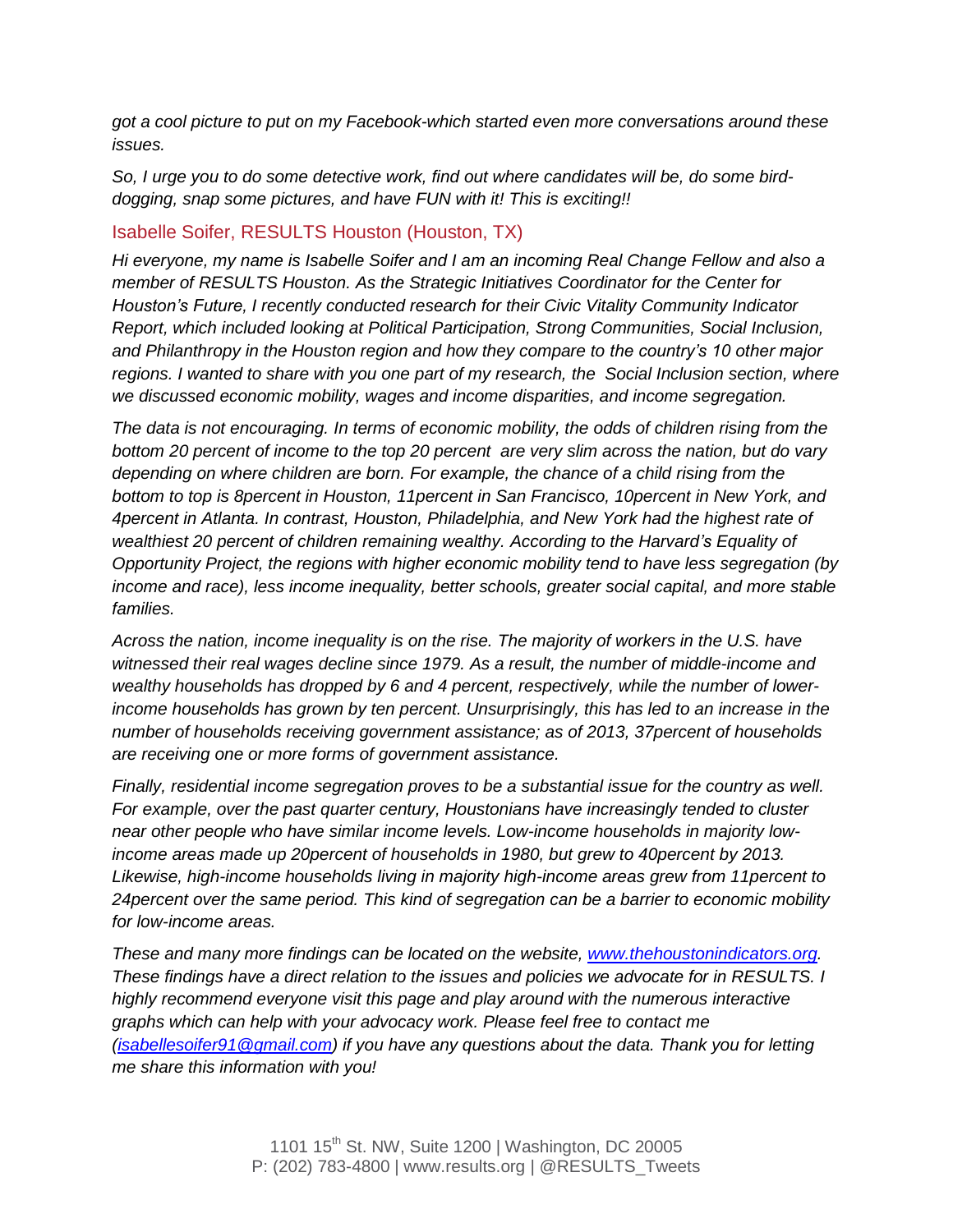*got a cool picture to put on my Facebook-which started even more conversations around these issues.*

*So, I urge you to do some detective work, find out where candidates will be, do some bird-dogging, snap some pictures, and have FUN with it! This is exciting!!*

### Isabelle Soifer, RESULTS Houston (Houston, TX)

*Hi everyone, my name is Isabelle Soifer and I am an incoming Real Change Fellow and also a member of RESULTS Houston. As the Strategic Initiatives Coordinator for the Center for Houston's Future, I recently conducted research for their Civic Vitality Community Indicator Report, which included looking at Political Participation, Strong Communities, Social Inclusion, and Philanthropy in the Houston region and how they compare to the country's 10 other major regions. I wanted to share with you one part of my research, the Social Inclusion section, where we discussed economic mobility, wages and income disparities, and income segregation.*

*The data is not encouraging. In terms of economic mobility, the odds of children rising from the bottom 20 percent of income to the top 20 percent are very slim across the nation, but do vary depending on where children are born. For example, the chance of a child rising from the bottom to top is 8percent in Houston, 11percent in San Francisco, 10percent in New York, and 4percent in Atlanta. In contrast, Houston, Philadelphia, and New York had the highest rate of wealthiest 20 percent of children remaining wealthy. According to the Harvard's Equality of Opportunity Project, the regions with higher economic mobility tend to have less segregation (by income and race), less income inequality, better schools, greater social capital, and more stable families.*

*Across the nation, income inequality is on the rise. The majority of workers in the U.S. have witnessed their real wages decline since 1979. As a result, the number of middle-income and wealthy households has dropped by 6 and 4 percent, respectively, while the number of lower-income households has grown by ten percent. Unsurprisingly, this has led to an increase in the number of households receiving government assistance; as of 2013, 37percent of households are receiving one or more forms of government assistance.*

*Finally, residential income segregation proves to be a substantial issue for the country as well. For example, over the past quarter century, Houstonians have increasingly tended to cluster near other people who have similar income levels. Low-income households in majority low-income areas made up 20percent of households in 1980, but grew to 40percent by 2013. Likewise, high-income households living in majority high-income areas grew from 11percent to 24percent over the same period. This kind of segregation can be a barrier to economic mobility for low-income areas.*

*These and many more findings can be located on the website, [www.thehoustonindicators.org](http://www.thehoustonindicators.org). These findings have a direct relation to the issues and policies we advocate for in RESULTS. I highly recommend everyone visit this page and play around with the numerous interactive graphs which can help with your advocacy work. Please feel free to contact me ([isabellesoifer91@gmail.com](mailto:isabellesoifer91@gmail.com)) if you have any questions about the data. Thank you for letting me share this information with you!*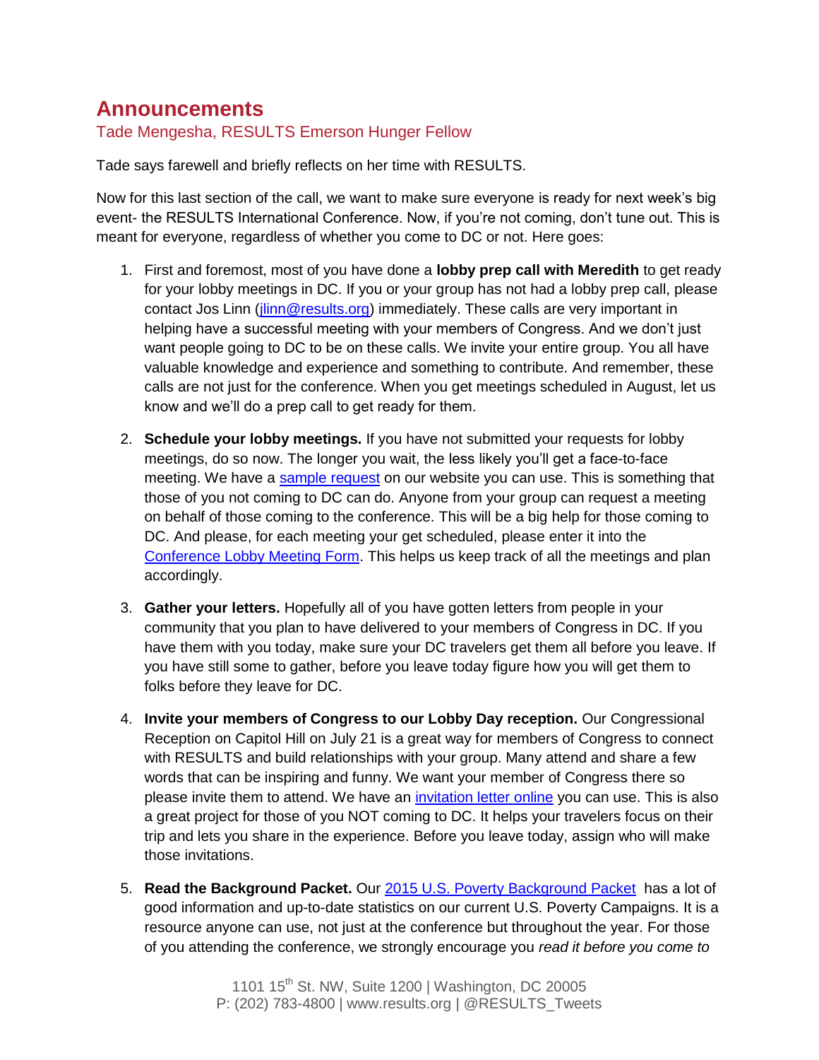## Announcements

### Tade Mengesha, RESULTS Emerson Hunger Fellow

Tade says farewell and briefly reflects on her time with RESULTS.

Now for this last section of the call, we want to make sure everyone is ready for next week's big event- the RESULTS International Conference. Now, if you're not coming, don't tune out. This is meant for everyone, regardless of whether you come to DC or not. Here goes:

1. First and foremost, most of you have done a **lobby prep call with Meredith** to get ready for your lobby meetings in DC. If you or your group has not had a lobby prep call, please contact Jos Linn (jlinn@results.org) immediately. These calls are very important in helping have a successful meeting with your members of Congress. And we don't just want people going to DC to be on these calls. We invite your entire group. You all have valuable knowledge and experience and something to contribute. And remember, these calls are not just for the conference. When you get meetings scheduled in August, let us know and we'll do a prep call to get ready for them.

2. **Schedule your lobby meetings.** If you have not submitted your requests for lobby meetings, do so now. The longer you wait, the less likely you'll get a face-to-face meeting. We have a sample request on our website you can use. This is something that those of you not coming to DC can do. Anyone from your group can request a meeting on behalf of those coming to the conference. This will be a big help for those coming to DC. And please, for each meeting your get scheduled, please enter it into the Conference Lobby Meeting Form. This helps us keep track of all the meetings and plan accordingly.

3. **Gather your letters.** Hopefully all of you have gotten letters from people in your community that you plan to have delivered to your members of Congress in DC. If you have them with you today, make sure your DC travelers get them all before you leave. If you have still some to gather, before you leave today figure how you will get them to folks before they leave for DC.

4. **Invite your members of Congress to our Lobby Day reception.** Our Congressional Reception on Capitol Hill on July 21 is a great way for members of Congress to connect with RESULTS and build relationships with your group. Many attend and share a few words that can be inspiring and funny. We want your member of Congress there so please invite them to attend. We have an invitation letter online you can use. This is also a great project for those of you NOT coming to DC. It helps your travelers focus on their trip and lets you share in the experience. Before you leave today, assign who will make those invitations.

5. **Read the Background Packet.** Our 2015 U.S. Poverty Background Packet has a lot of good information and up-to-date statistics on our current U.S. Poverty Campaigns. It is a resource anyone can use, not just at the conference but throughout the year. For those of you attending the conference, we strongly encourage you *read it before you come to*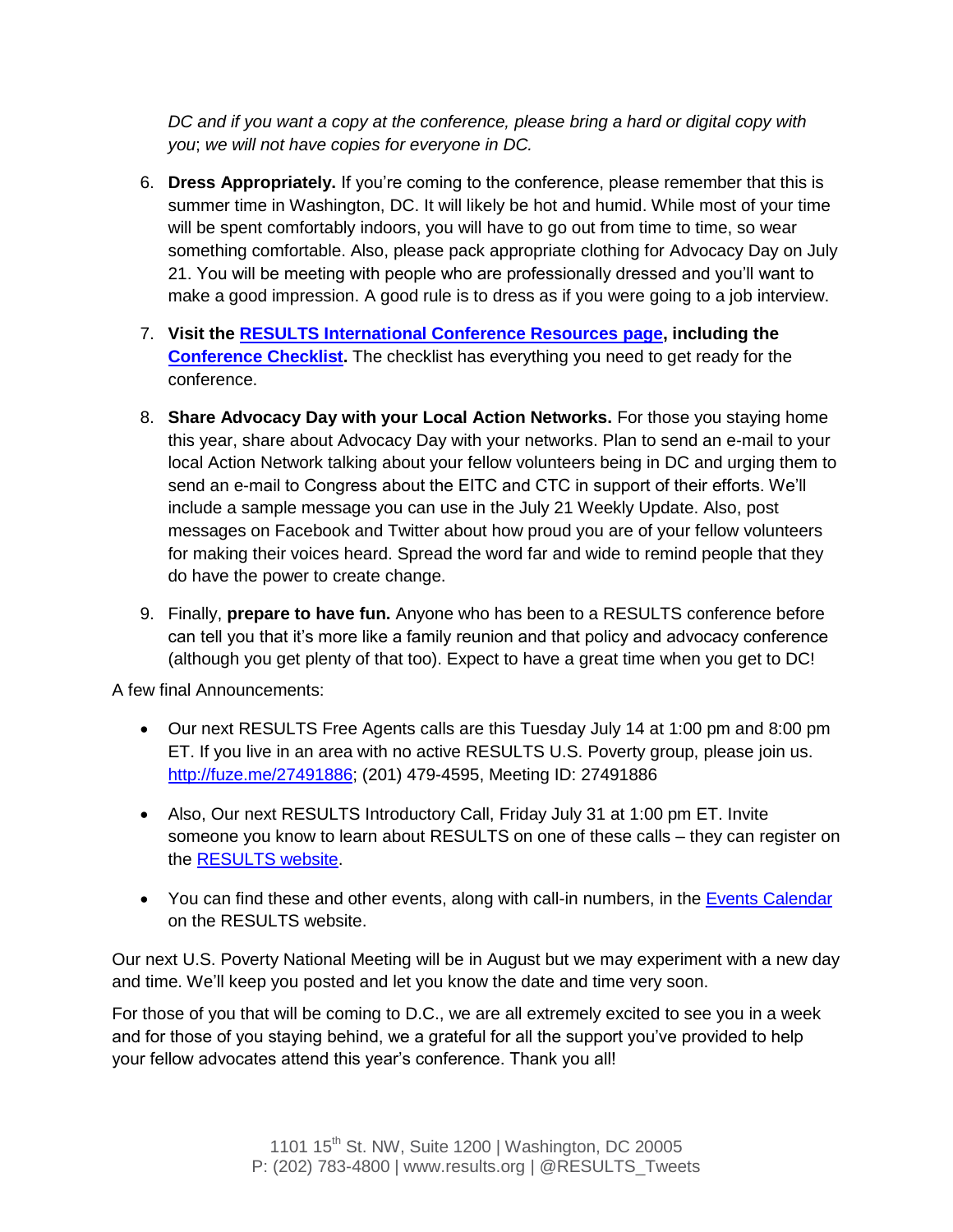*DC and if you want a copy at the conference, please bring a hard or digital copy with you*; *we will not have copies for everyone in DC.*

6. **Dress Appropriately.** If you're coming to the conference, please remember that this is summer time in Washington, DC. It will likely be hot and humid. While most of your time will be spent comfortably indoors, you will have to go out from time to time, so wear something comfortable. Also, please pack appropriate clothing for Advocacy Day on July 21. You will be meeting with people who are professionally dressed and you'll want to make a good impression. A good rule is to dress as if you were going to a job interview.

7. **Visit the RESULTS International Conference Resources page, including the Conference Checklist.** The checklist has everything you need to get ready for the conference.

8. **Share Advocacy Day with your Local Action Networks.** For those you staying home this year, share about Advocacy Day with your networks. Plan to send an e-mail to your local Action Network talking about your fellow volunteers being in DC and urging them to send an e-mail to Congress about the EITC and CTC in support of their efforts. We'll include a sample message you can use in the July 21 Weekly Update. Also, post messages on Facebook and Twitter about how proud you are of your fellow volunteers for making their voices heard. Spread the word far and wide to remind people that they do have the power to create change.

9. Finally, **prepare to have fun.** Anyone who has been to a RESULTS conference before can tell you that it's more like a family reunion and that policy and advocacy conference (although you get plenty of that too). Expect to have a great time when you get to DC!

A few final Announcements:

- Our next RESULTS Free Agents calls are this Tuesday July 14 at 1:00 pm and 8:00 pm ET. If you live in an area with no active RESULTS U.S. Poverty group, please join us. http://fuze.me/27491886; (201) 479-4595, Meeting ID: 27491886

- Also, Our next RESULTS Introductory Call, Friday July 31 at 1:00 pm ET. Invite someone you know to learn about RESULTS on one of these calls – they can register on the RESULTS website.

- You can find these and other events, along with call-in numbers, in the Events Calendar on the RESULTS website.

Our next U.S. Poverty National Meeting will be in August but we may experiment with a new day and time. We'll keep you posted and let you know the date and time very soon.

For those of you that will be coming to D.C., we are all extremely excited to see you in a week and for those of you staying behind, we a grateful for all the support you've provided to help your fellow advocates attend this year's conference. Thank you all!